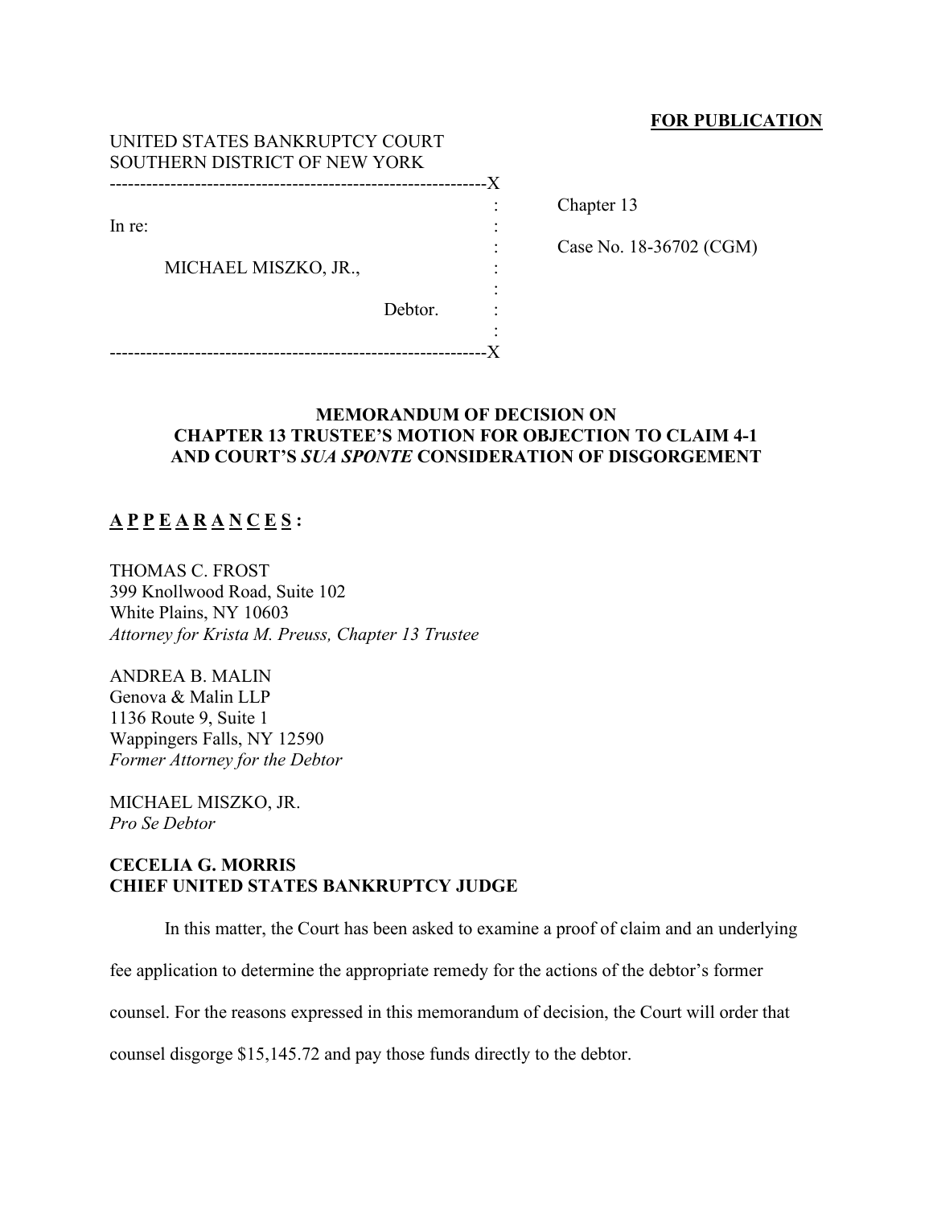**FOR PUBLICATION**

UNITED STATES BANKRUPTCY COURT
SOUTHERN DISTRICT OF NEW YORK

| | |
|---|---|
| In re: | Chapter 13 |
| MICHAEL MISZKO, JR., Debtor. | Case No. 18-36702 (CGM) |

**MEMORANDUM OF DECISION ON CHAPTER 13 TRUSTEE'S MOTION FOR OBJECTION TO CLAIM 4-1 AND COURT'S *SUA SPONTE* CONSIDERATION OF DISGORGEMENT**

**A P P E A R A N C E S :**

THOMAS C. FROST
399 Knollwood Road, Suite 102
White Plains, NY 10603
*Attorney for Krista M. Preuss, Chapter 13 Trustee*

ANDREA B. MALIN
Genova & Malin LLP
1136 Route 9, Suite 1
Wappingers Falls, NY 12590
*Former Attorney for the Debtor*

MICHAEL MISZKO, JR.
*Pro Se Debtor*

**CECELIA G. MORRIS**
**CHIEF UNITED STATES BANKRUPTCY JUDGE**

In this matter, the Court has been asked to examine a proof of claim and an underlying fee application to determine the appropriate remedy for the actions of the debtor's former counsel. For the reasons expressed in this memorandum of decision, the Court will order that counsel disgorge $15,145.72 and pay those funds directly to the debtor.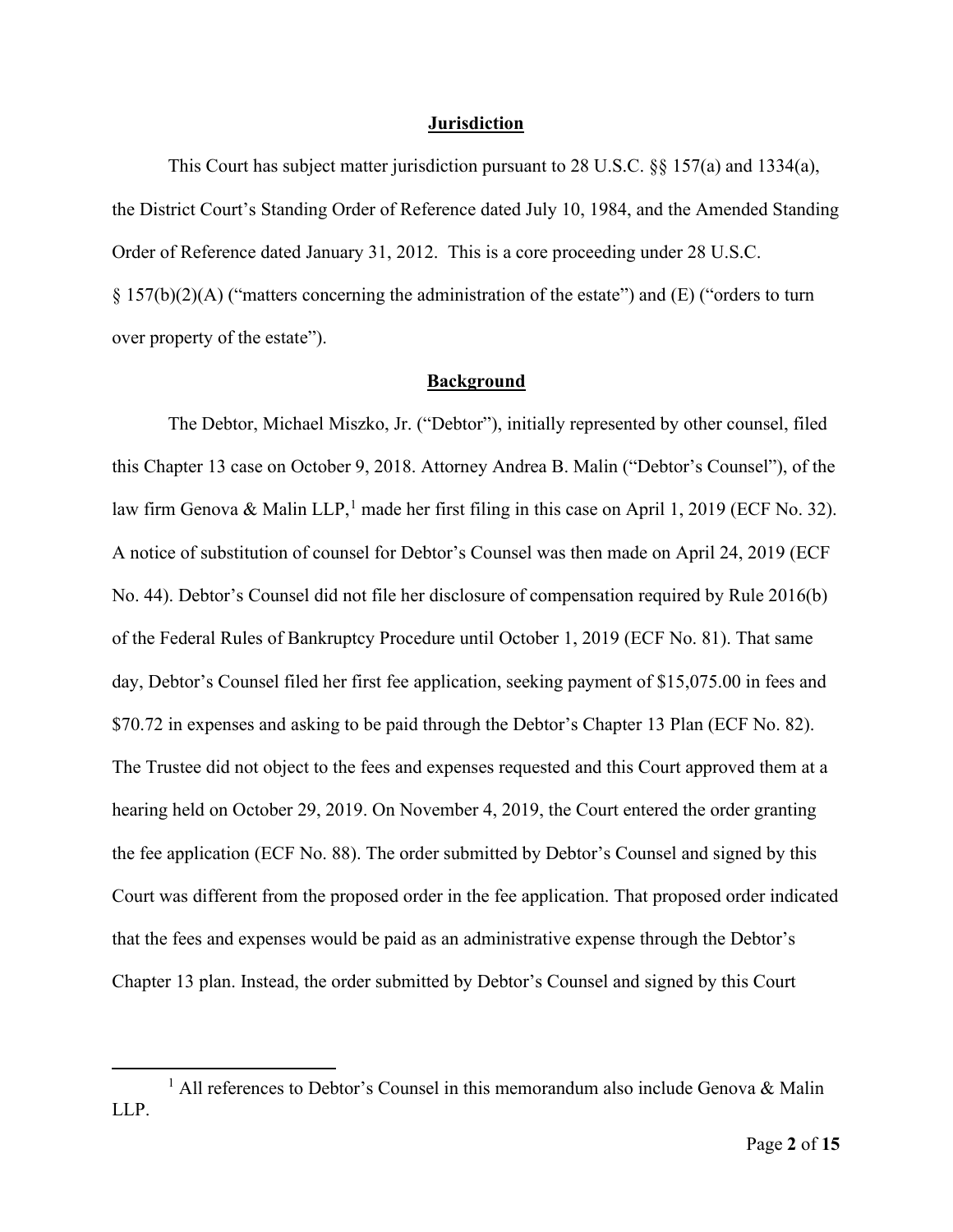## Jurisdiction

This Court has subject matter jurisdiction pursuant to 28 U.S.C. §§ 157(a) and 1334(a), the District Court's Standing Order of Reference dated July 10, 1984, and the Amended Standing Order of Reference dated January 31, 2012. This is a core proceeding under 28 U.S.C. § 157(b)(2)(A) ("matters concerning the administration of the estate") and (E) ("orders to turn over property of the estate").

## Background

The Debtor, Michael Miszko, Jr. ("Debtor"), initially represented by other counsel, filed this Chapter 13 case on October 9, 2018. Attorney Andrea B. Malin ("Debtor's Counsel"), of the law firm Genova & Malin LLP,[1] made her first filing in this case on April 1, 2019 (ECF No. 32). A notice of substitution of counsel for Debtor's Counsel was then made on April 24, 2019 (ECF No. 44). Debtor's Counsel did not file her disclosure of compensation required by Rule 2016(b) of the Federal Rules of Bankruptcy Procedure until October 1, 2019 (ECF No. 81). That same day, Debtor's Counsel filed her first fee application, seeking payment of $15,075.00 in fees and $70.72 in expenses and asking to be paid through the Debtor's Chapter 13 Plan (ECF No. 82). The Trustee did not object to the fees and expenses requested and this Court approved them at a hearing held on October 29, 2019. On November 4, 2019, the Court entered the order granting the fee application (ECF No. 88). The order submitted by Debtor's Counsel and signed by this Court was different from the proposed order in the fee application. That proposed order indicated that the fees and expenses would be paid as an administrative expense through the Debtor's Chapter 13 plan. Instead, the order submitted by Debtor's Counsel and signed by this Court

[1] All references to Debtor's Counsel in this memorandum also include Genova & Malin LLP.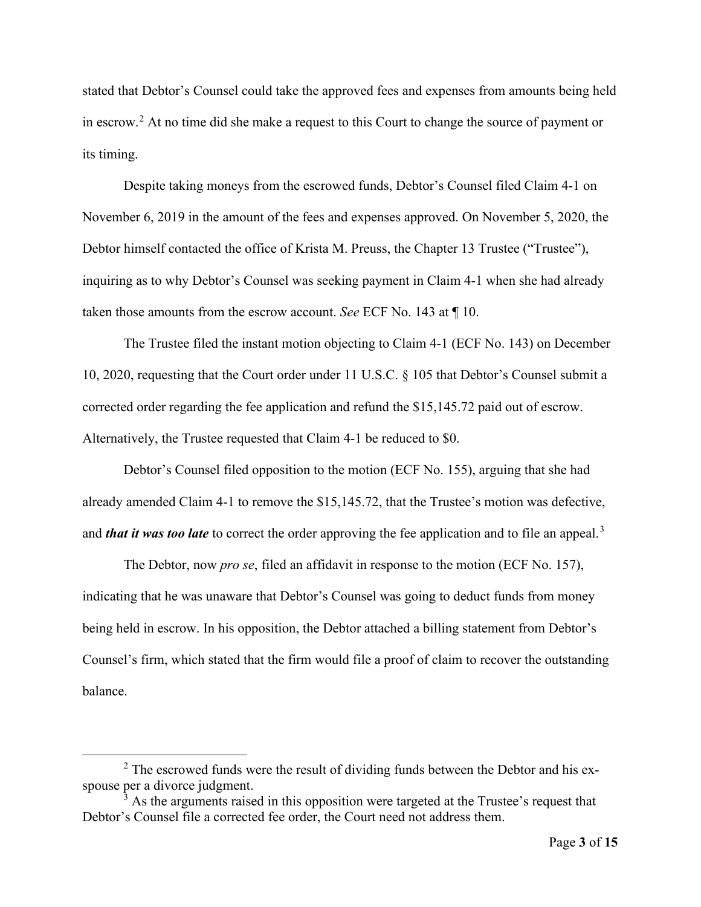stated that Debtor's Counsel could take the approved fees and expenses from amounts being held in escrow.[2] At no time did she make a request to this Court to change the source of payment or its timing.

Despite taking moneys from the escrowed funds, Debtor's Counsel filed Claim 4-1 on November 6, 2019 in the amount of the fees and expenses approved. On November 5, 2020, the Debtor himself contacted the office of Krista M. Preuss, the Chapter 13 Trustee ("Trustee"), inquiring as to why Debtor's Counsel was seeking payment in Claim 4-1 when she had already taken those amounts from the escrow account. *See* ECF No. 143 at ¶ 10.

The Trustee filed the instant motion objecting to Claim 4-1 (ECF No. 143) on December 10, 2020, requesting that the Court order under 11 U.S.C. § 105 that Debtor's Counsel submit a corrected order regarding the fee application and refund the $15,145.72 paid out of escrow. Alternatively, the Trustee requested that Claim 4-1 be reduced to $0.

Debtor's Counsel filed opposition to the motion (ECF No. 155), arguing that she had already amended Claim 4-1 to remove the $15,145.72, that the Trustee's motion was defective, and ***that it was too late*** to correct the order approving the fee application and to file an appeal.[3]

The Debtor, now *pro se*, filed an affidavit in response to the motion (ECF No. 157), indicating that he was unaware that Debtor's Counsel was going to deduct funds from money being held in escrow. In his opposition, the Debtor attached a billing statement from Debtor's Counsel's firm, which stated that the firm would file a proof of claim to recover the outstanding balance.

---

[2] The escrowed funds were the result of dividing funds between the Debtor and his ex-spouse per a divorce judgment.

[3] As the arguments raised in this opposition were targeted at the Trustee's request that Debtor's Counsel file a corrected fee order, the Court need not address them.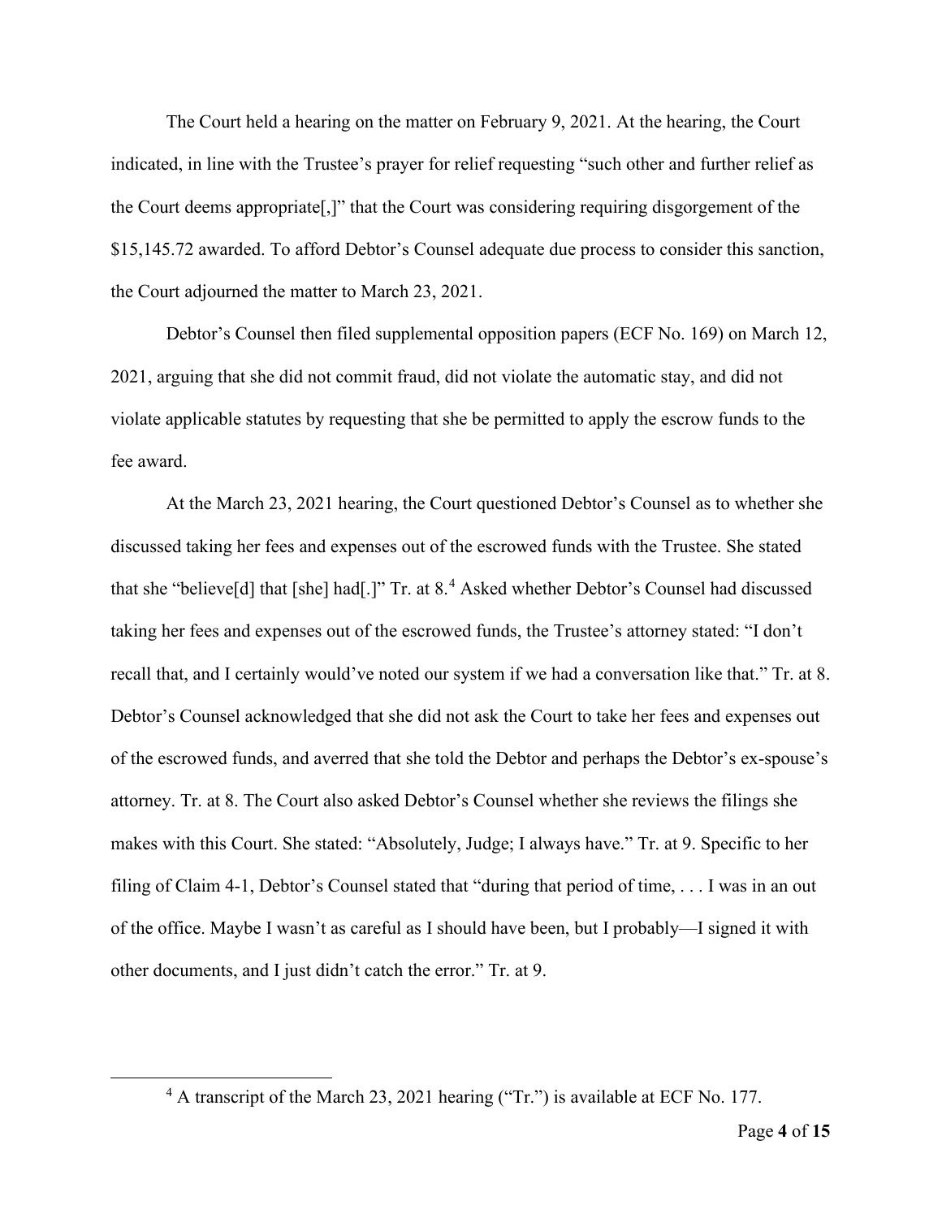The Court held a hearing on the matter on February 9, 2021. At the hearing, the Court indicated, in line with the Trustee's prayer for relief requesting "such other and further relief as the Court deems appropriate[,]" that the Court was considering requiring disgorgement of the $15,145.72 awarded. To afford Debtor's Counsel adequate due process to consider this sanction, the Court adjourned the matter to March 23, 2021.

Debtor's Counsel then filed supplemental opposition papers (ECF No. 169) on March 12, 2021, arguing that she did not commit fraud, did not violate the automatic stay, and did not violate applicable statutes by requesting that she be permitted to apply the escrow funds to the fee award.

At the March 23, 2021 hearing, the Court questioned Debtor's Counsel as to whether she discussed taking her fees and expenses out of the escrowed funds with the Trustee. She stated that she "believe[d] that [she] had[.]" Tr. at 8.[4] Asked whether Debtor's Counsel had discussed taking her fees and expenses out of the escrowed funds, the Trustee's attorney stated: "I don't recall that, and I certainly would've noted our system if we had a conversation like that." Tr. at 8. Debtor's Counsel acknowledged that she did not ask the Court to take her fees and expenses out of the escrowed funds, and averred that she told the Debtor and perhaps the Debtor's ex-spouse's attorney. Tr. at 8. The Court also asked Debtor's Counsel whether she reviews the filings she makes with this Court. She stated: "Absolutely, Judge; I always have." Tr. at 9. Specific to her filing of Claim 4-1, Debtor's Counsel stated that "during that period of time, . . . I was in an out of the office. Maybe I wasn't as careful as I should have been, but I probably—I signed it with other documents, and I just didn't catch the error." Tr. at 9.

[4] A transcript of the March 23, 2021 hearing ("Tr.") is available at ECF No. 177.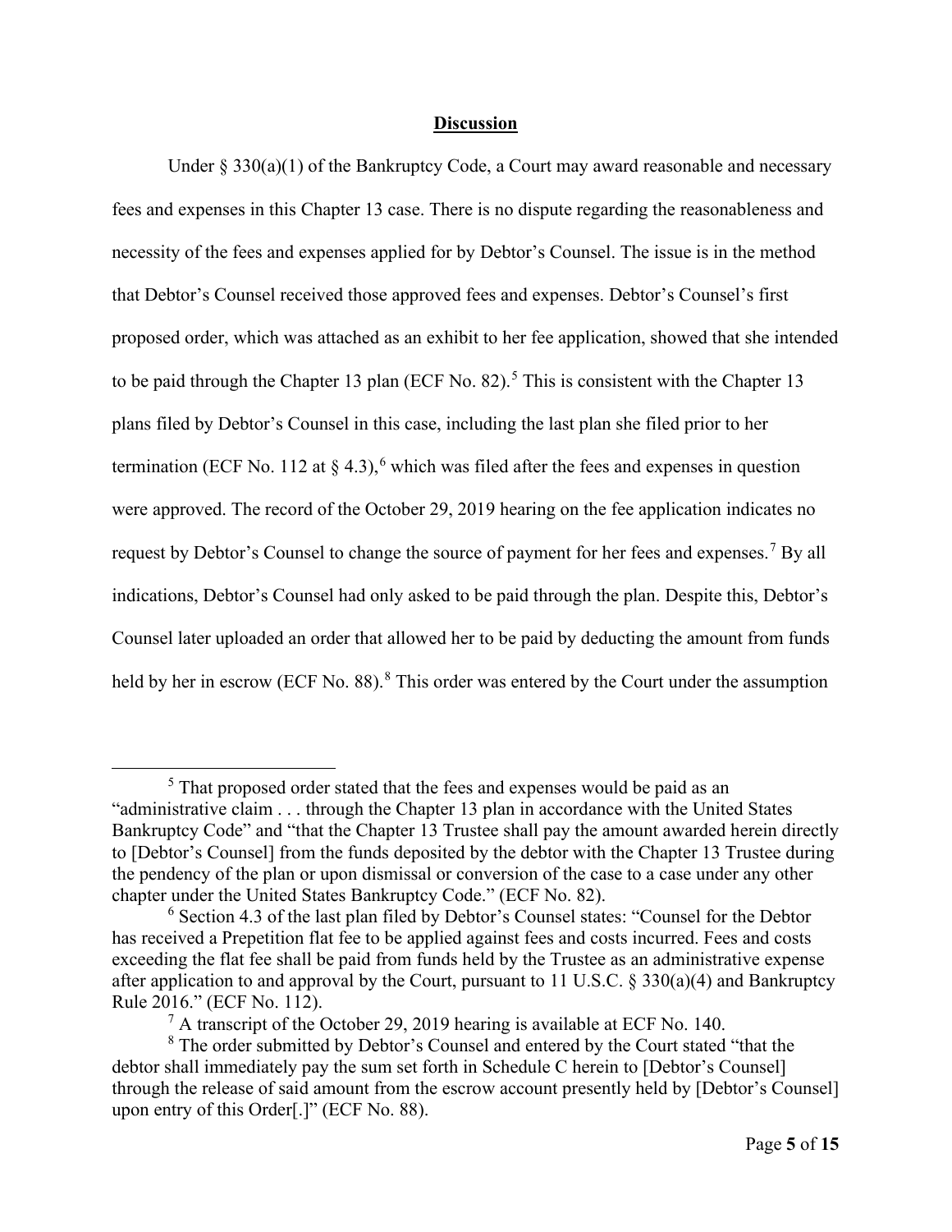## Discussion

Under § 330(a)(1) of the Bankruptcy Code, a Court may award reasonable and necessary fees and expenses in this Chapter 13 case. There is no dispute regarding the reasonableness and necessity of the fees and expenses applied for by Debtor's Counsel. The issue is in the method that Debtor's Counsel received those approved fees and expenses. Debtor's Counsel's first proposed order, which was attached as an exhibit to her fee application, showed that she intended to be paid through the Chapter 13 plan (ECF No. 82).[5] This is consistent with the Chapter 13 plans filed by Debtor's Counsel in this case, including the last plan she filed prior to her termination (ECF No. 112 at § 4.3),[6] which was filed after the fees and expenses in question were approved. The record of the October 29, 2019 hearing on the fee application indicates no request by Debtor's Counsel to change the source of payment for her fees and expenses.[7] By all indications, Debtor's Counsel had only asked to be paid through the plan. Despite this, Debtor's Counsel later uploaded an order that allowed her to be paid by deducting the amount from funds held by her in escrow (ECF No. 88).[8] This order was entered by the Court under the assumption

---

[5] That proposed order stated that the fees and expenses would be paid as an "administrative claim . . . through the Chapter 13 plan in accordance with the United States Bankruptcy Code" and "that the Chapter 13 Trustee shall pay the amount awarded herein directly to [Debtor's Counsel] from the funds deposited by the debtor with the Chapter 13 Trustee during the pendency of the plan or upon dismissal or conversion of the case to a case under any other chapter under the United States Bankruptcy Code." (ECF No. 82).

[6] Section 4.3 of the last plan filed by Debtor's Counsel states: "Counsel for the Debtor has received a Prepetition flat fee to be applied against fees and costs incurred. Fees and costs exceeding the flat fee shall be paid from funds held by the Trustee as an administrative expense after application to and approval by the Court, pursuant to 11 U.S.C. § 330(a)(4) and Bankruptcy Rule 2016." (ECF No. 112).

[7] A transcript of the October 29, 2019 hearing is available at ECF No. 140.

[8] The order submitted by Debtor's Counsel and entered by the Court stated "that the debtor shall immediately pay the sum set forth in Schedule C herein to [Debtor's Counsel] through the release of said amount from the escrow account presently held by [Debtor's Counsel] upon entry of this Order[.]" (ECF No. 88).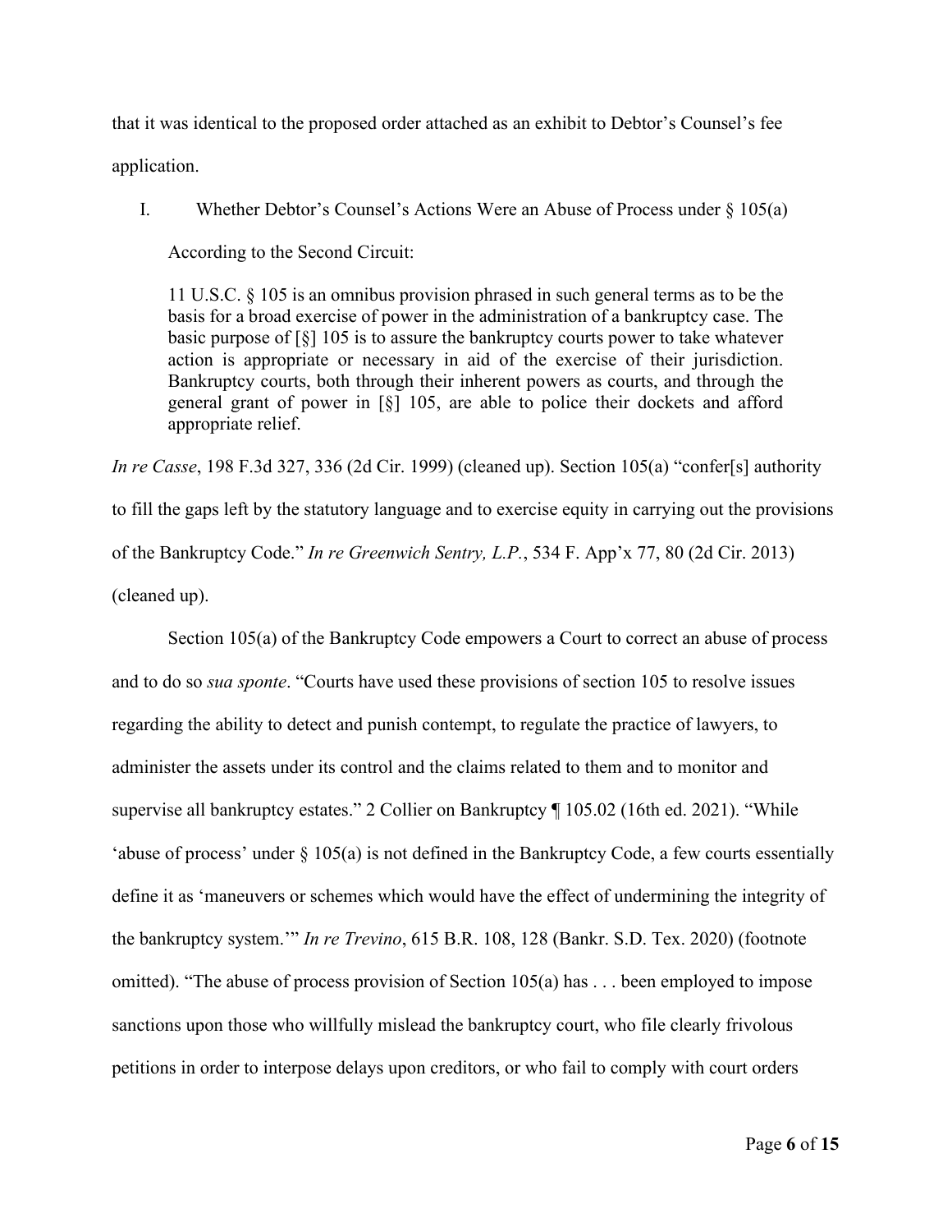that it was identical to the proposed order attached as an exhibit to Debtor's Counsel's fee application.

I. Whether Debtor's Counsel's Actions Were an Abuse of Process under § 105(a)

According to the Second Circuit:

> 11 U.S.C. § 105 is an omnibus provision phrased in such general terms as to be the basis for a broad exercise of power in the administration of a bankruptcy case. The basic purpose of [§] 105 is to assure the bankruptcy courts power to take whatever action is appropriate or necessary in aid of the exercise of their jurisdiction. Bankruptcy courts, both through their inherent powers as courts, and through the general grant of power in [§] 105, are able to police their dockets and afford appropriate relief.

*In re Casse*, 198 F.3d 327, 336 (2d Cir. 1999) (cleaned up). Section 105(a) "confer[s] authority to fill the gaps left by the statutory language and to exercise equity in carrying out the provisions of the Bankruptcy Code." *In re Greenwich Sentry, L.P.*, 534 F. App'x 77, 80 (2d Cir. 2013) (cleaned up).

Section 105(a) of the Bankruptcy Code empowers a Court to correct an abuse of process and to do so *sua sponte*. "Courts have used these provisions of section 105 to resolve issues regarding the ability to detect and punish contempt, to regulate the practice of lawyers, to administer the assets under its control and the claims related to them and to monitor and supervise all bankruptcy estates." 2 Collier on Bankruptcy ¶ 105.02 (16th ed. 2021). "While 'abuse of process' under § 105(a) is not defined in the Bankruptcy Code, a few courts essentially define it as 'maneuvers or schemes which would have the effect of undermining the integrity of the bankruptcy system.'" *In re Trevino*, 615 B.R. 108, 128 (Bankr. S.D. Tex. 2020) (footnote omitted). "The abuse of process provision of Section 105(a) has . . . been employed to impose sanctions upon those who willfully mislead the bankruptcy court, who file clearly frivolous petitions in order to interpose delays upon creditors, or who fail to comply with court orders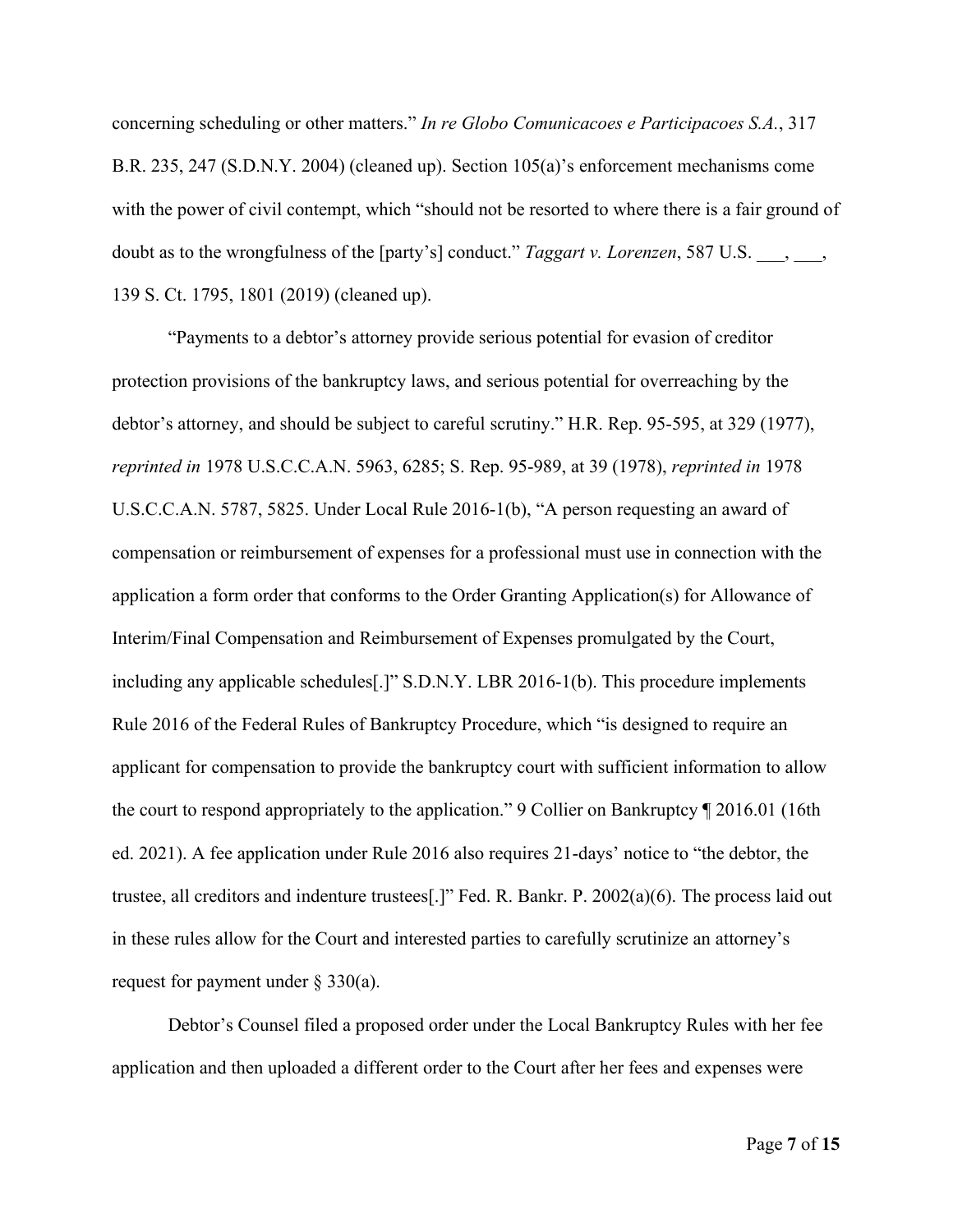concerning scheduling or other matters." *In re Globo Comunicacoes e Participacoes S.A.*, 317 B.R. 235, 247 (S.D.N.Y. 2004) (cleaned up). Section 105(a)'s enforcement mechanisms come with the power of civil contempt, which "should not be resorted to where there is a fair ground of doubt as to the wrongfulness of the [party's] conduct." *Taggart v. Lorenzen*, 587 U.S. ___, ___, 139 S. Ct. 1795, 1801 (2019) (cleaned up).

"Payments to a debtor's attorney provide serious potential for evasion of creditor protection provisions of the bankruptcy laws, and serious potential for overreaching by the debtor's attorney, and should be subject to careful scrutiny." H.R. Rep. 95-595, at 329 (1977), *reprinted in* 1978 U.S.C.C.A.N. 5963, 6285; S. Rep. 95-989, at 39 (1978), *reprinted in* 1978 U.S.C.C.A.N. 5787, 5825. Under Local Rule 2016-1(b), "A person requesting an award of compensation or reimbursement of expenses for a professional must use in connection with the application a form order that conforms to the Order Granting Application(s) for Allowance of Interim/Final Compensation and Reimbursement of Expenses promulgated by the Court, including any applicable schedules[.]" S.D.N.Y. LBR 2016-1(b). This procedure implements Rule 2016 of the Federal Rules of Bankruptcy Procedure, which "is designed to require an applicant for compensation to provide the bankruptcy court with sufficient information to allow the court to respond appropriately to the application." 9 Collier on Bankruptcy ¶ 2016.01 (16th ed. 2021). A fee application under Rule 2016 also requires 21-days' notice to "the debtor, the trustee, all creditors and indenture trustees[.]" Fed. R. Bankr. P. 2002(a)(6). The process laid out in these rules allow for the Court and interested parties to carefully scrutinize an attorney's request for payment under § 330(a).

Debtor's Counsel filed a proposed order under the Local Bankruptcy Rules with her fee application and then uploaded a different order to the Court after her fees and expenses were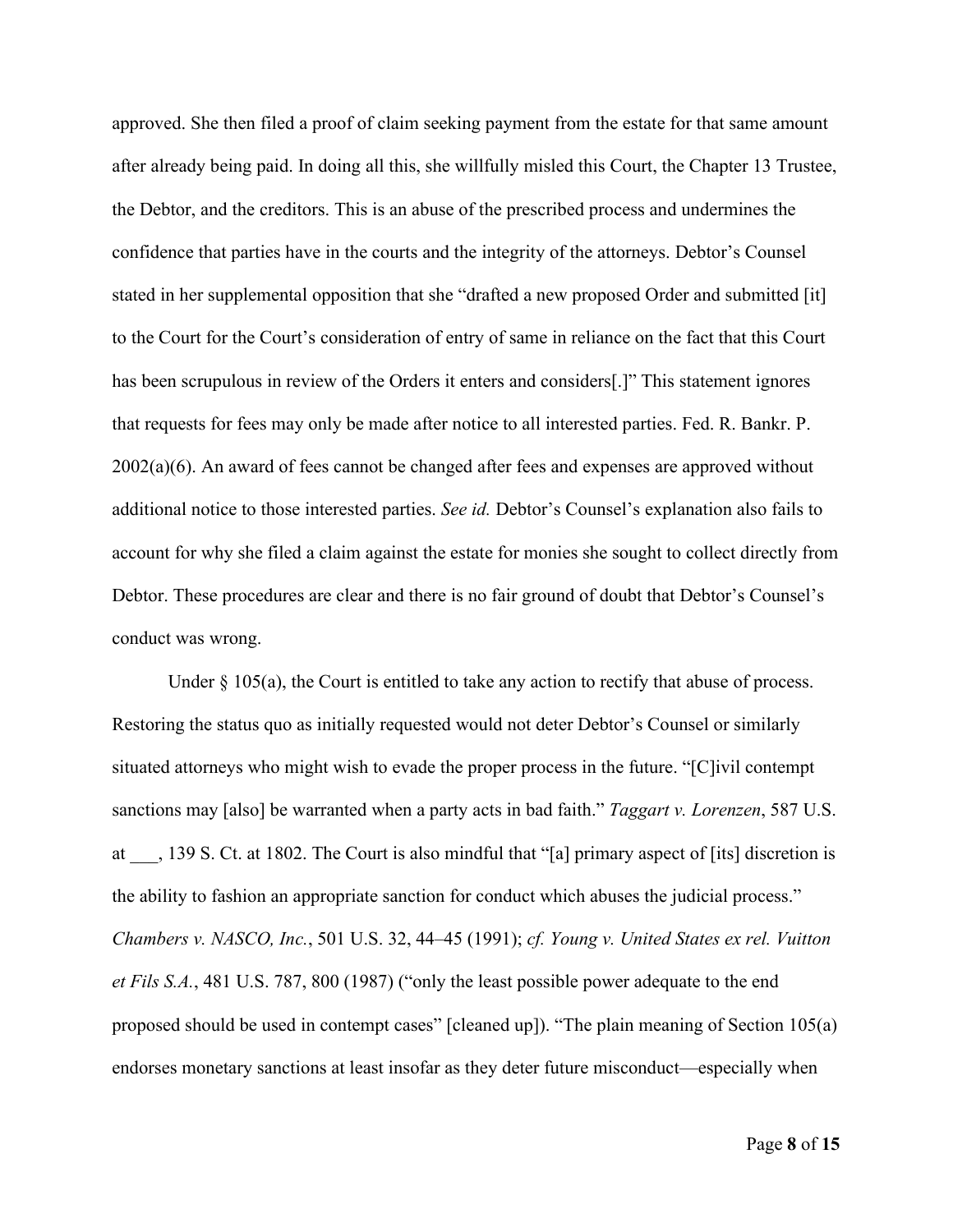approved. She then filed a proof of claim seeking payment from the estate for that same amount after already being paid. In doing all this, she willfully misled this Court, the Chapter 13 Trustee, the Debtor, and the creditors. This is an abuse of the prescribed process and undermines the confidence that parties have in the courts and the integrity of the attorneys. Debtor's Counsel stated in her supplemental opposition that she "drafted a new proposed Order and submitted [it] to the Court for the Court's consideration of entry of same in reliance on the fact that this Court has been scrupulous in review of the Orders it enters and considers[.]" This statement ignores that requests for fees may only be made after notice to all interested parties. Fed. R. Bankr. P. 2002(a)(6). An award of fees cannot be changed after fees and expenses are approved without additional notice to those interested parties. *See id.* Debtor's Counsel's explanation also fails to account for why she filed a claim against the estate for monies she sought to collect directly from Debtor. These procedures are clear and there is no fair ground of doubt that Debtor's Counsel's conduct was wrong.

Under § 105(a), the Court is entitled to take any action to rectify that abuse of process. Restoring the status quo as initially requested would not deter Debtor's Counsel or similarly situated attorneys who might wish to evade the proper process in the future. "[C]ivil contempt sanctions may [also] be warranted when a party acts in bad faith." *Taggart v. Lorenzen*, 587 U.S. at ___, 139 S. Ct. at 1802. The Court is also mindful that "[a] primary aspect of [its] discretion is the ability to fashion an appropriate sanction for conduct which abuses the judicial process." *Chambers v. NASCO, Inc.*, 501 U.S. 32, 44–45 (1991); *cf. Young v. United States ex rel. Vuitton et Fils S.A.*, 481 U.S. 787, 800 (1987) ("only the least possible power adequate to the end proposed should be used in contempt cases" [cleaned up]). "The plain meaning of Section 105(a) endorses monetary sanctions at least insofar as they deter future misconduct—especially when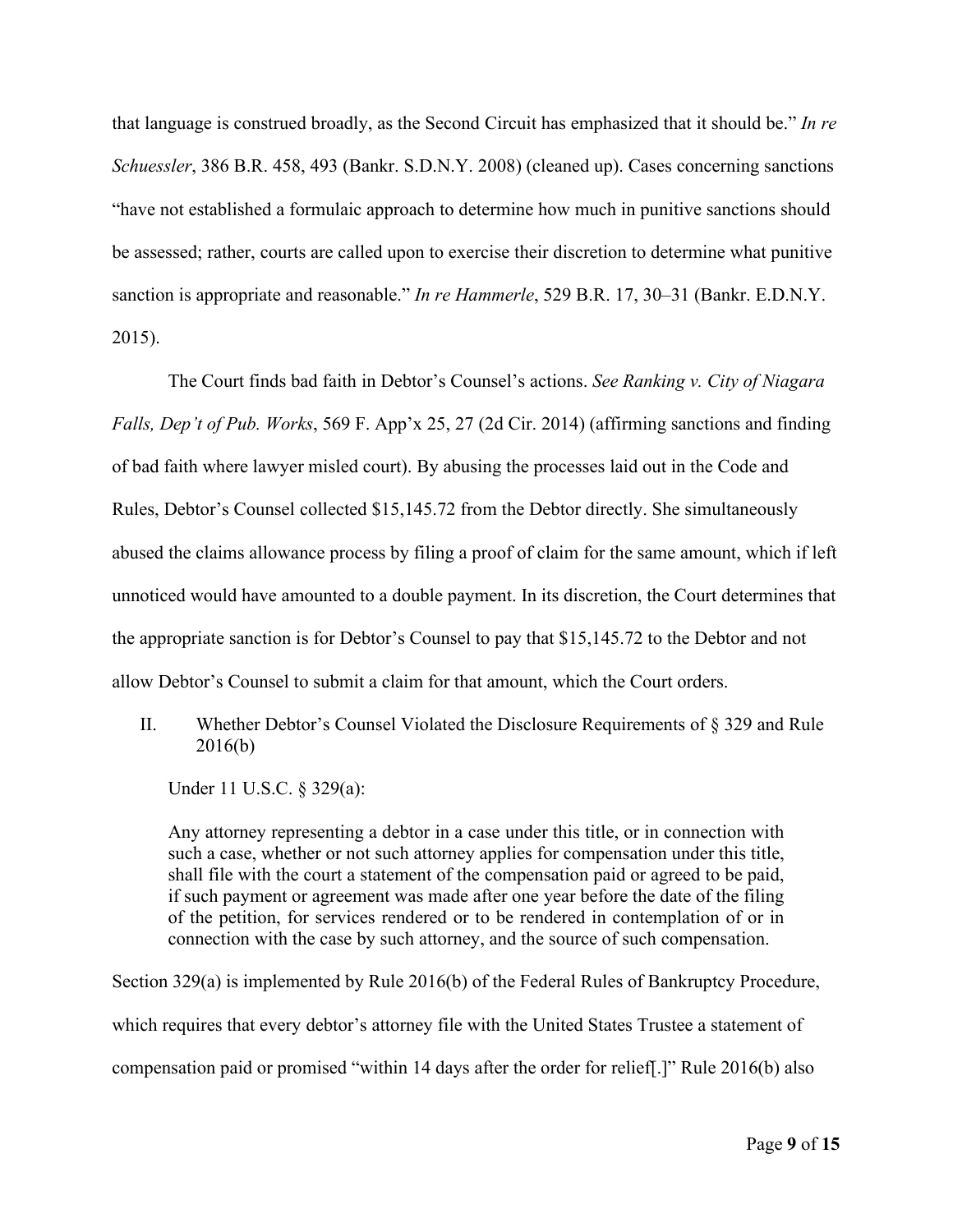that language is construed broadly, as the Second Circuit has emphasized that it should be." *In re Schuessler*, 386 B.R. 458, 493 (Bankr. S.D.N.Y. 2008) (cleaned up). Cases concerning sanctions "have not established a formulaic approach to determine how much in punitive sanctions should be assessed; rather, courts are called upon to exercise their discretion to determine what punitive sanction is appropriate and reasonable." *In re Hammerle*, 529 B.R. 17, 30–31 (Bankr. E.D.N.Y. 2015).

The Court finds bad faith in Debtor's Counsel's actions. *See Ranking v. City of Niagara Falls, Dep't of Pub. Works*, 569 F. App'x 25, 27 (2d Cir. 2014) (affirming sanctions and finding of bad faith where lawyer misled court). By abusing the processes laid out in the Code and Rules, Debtor's Counsel collected $15,145.72 from the Debtor directly. She simultaneously abused the claims allowance process by filing a proof of claim for the same amount, which if left unnoticed would have amounted to a double payment. In its discretion, the Court determines that the appropriate sanction is for Debtor's Counsel to pay that $15,145.72 to the Debtor and not allow Debtor's Counsel to submit a claim for that amount, which the Court orders.

## II. Whether Debtor's Counsel Violated the Disclosure Requirements of § 329 and Rule 2016(b)

Under 11 U.S.C. § 329(a):

> Any attorney representing a debtor in a case under this title, or in connection with such a case, whether or not such attorney applies for compensation under this title, shall file with the court a statement of the compensation paid or agreed to be paid, if such payment or agreement was made after one year before the date of the filing of the petition, for services rendered or to be rendered in contemplation of or in connection with the case by such attorney, and the source of such compensation.

Section 329(a) is implemented by Rule 2016(b) of the Federal Rules of Bankruptcy Procedure, which requires that every debtor's attorney file with the United States Trustee a statement of compensation paid or promised "within 14 days after the order for relief[.]" Rule 2016(b) also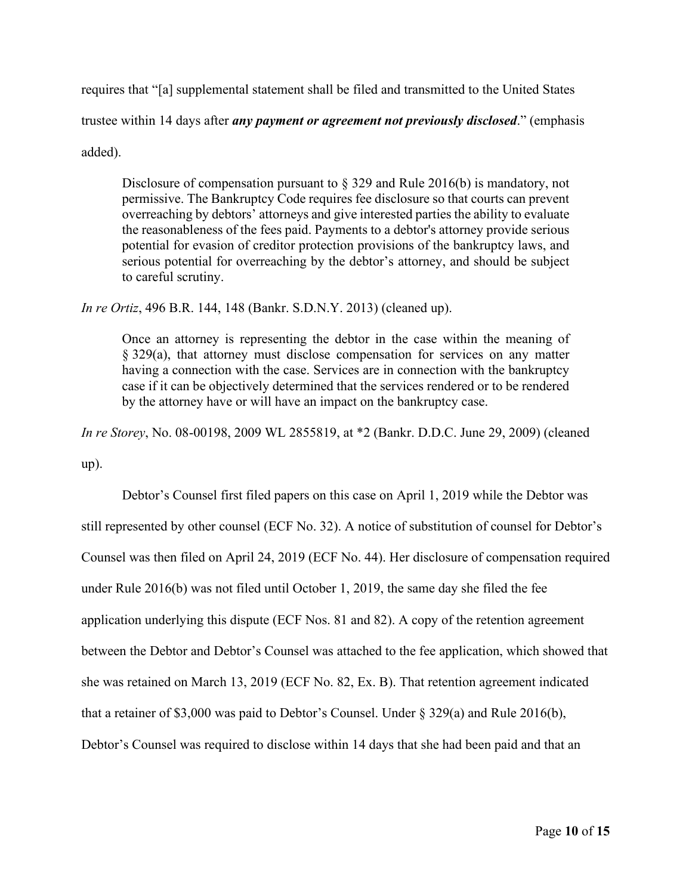requires that "[a] supplemental statement shall be filed and transmitted to the United States trustee within 14 days after ***any payment or agreement not previously disclosed***." (emphasis added).

> Disclosure of compensation pursuant to § 329 and Rule 2016(b) is mandatory, not permissive. The Bankruptcy Code requires fee disclosure so that courts can prevent overreaching by debtors' attorneys and give interested parties the ability to evaluate the reasonableness of the fees paid. Payments to a debtor's attorney provide serious potential for evasion of creditor protection provisions of the bankruptcy laws, and serious potential for overreaching by the debtor's attorney, and should be subject to careful scrutiny.

*In re Ortiz*, 496 B.R. 144, 148 (Bankr. S.D.N.Y. 2013) (cleaned up).

> Once an attorney is representing the debtor in the case within the meaning of § 329(a), that attorney must disclose compensation for services on any matter having a connection with the case. Services are in connection with the bankruptcy case if it can be objectively determined that the services rendered or to be rendered by the attorney have or will have an impact on the bankruptcy case.

*In re Storey*, No. 08-00198, 2009 WL 2855819, at *2 (Bankr. D.D.C. June 29, 2009) (cleaned up).

Debtor's Counsel first filed papers on this case on April 1, 2019 while the Debtor was still represented by other counsel (ECF No. 32). A notice of substitution of counsel for Debtor's Counsel was then filed on April 24, 2019 (ECF No. 44). Her disclosure of compensation required under Rule 2016(b) was not filed until October 1, 2019, the same day she filed the fee application underlying this dispute (ECF Nos. 81 and 82). A copy of the retention agreement between the Debtor and Debtor's Counsel was attached to the fee application, which showed that she was retained on March 13, 2019 (ECF No. 82, Ex. B). That retention agreement indicated that a retainer of $3,000 was paid to Debtor's Counsel. Under § 329(a) and Rule 2016(b), Debtor's Counsel was required to disclose within 14 days that she had been paid and that an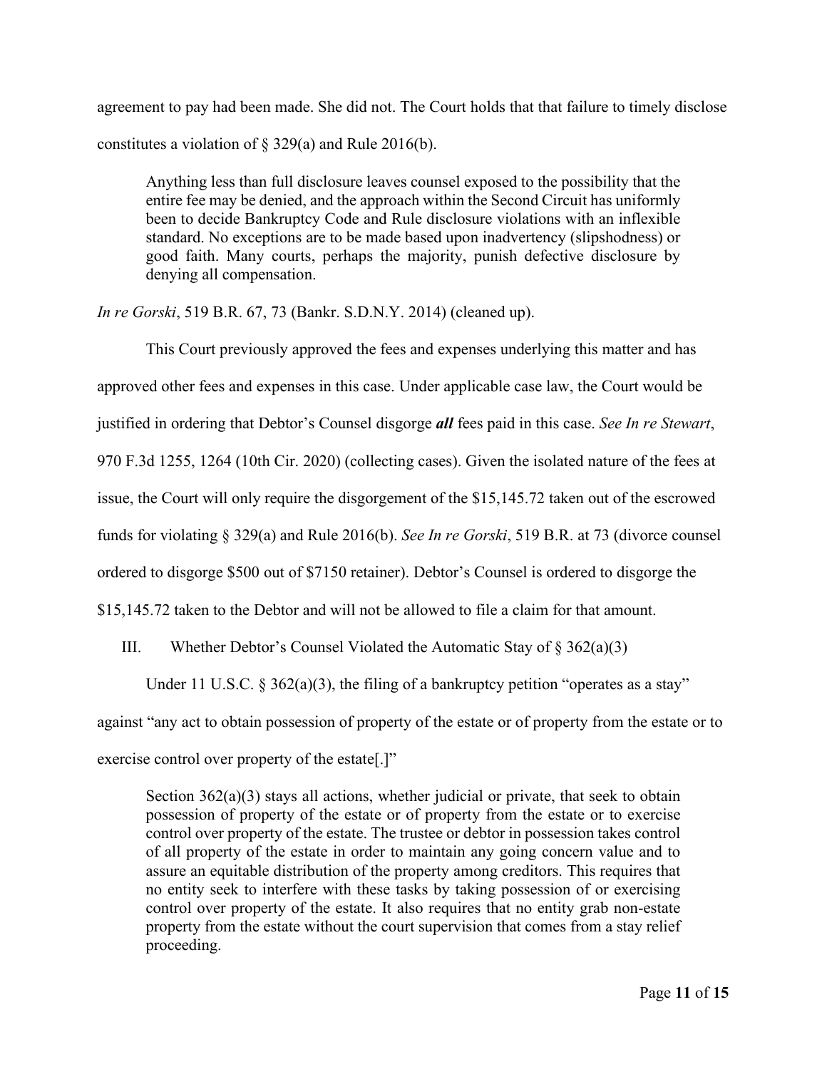agreement to pay had been made. She did not. The Court holds that that failure to timely disclose constitutes a violation of § 329(a) and Rule 2016(b).

> Anything less than full disclosure leaves counsel exposed to the possibility that the entire fee may be denied, and the approach within the Second Circuit has uniformly been to decide Bankruptcy Code and Rule disclosure violations with an inflexible standard. No exceptions are to be made based upon inadvertency (slipshodness) or good faith. Many courts, perhaps the majority, punish defective disclosure by denying all compensation.

*In re Gorski*, 519 B.R. 67, 73 (Bankr. S.D.N.Y. 2014) (cleaned up).

This Court previously approved the fees and expenses underlying this matter and has approved other fees and expenses in this case. Under applicable case law, the Court would be justified in ordering that Debtor's Counsel disgorge ***all*** fees paid in this case. *See In re Stewart*, 970 F.3d 1255, 1264 (10th Cir. 2020) (collecting cases). Given the isolated nature of the fees at issue, the Court will only require the disgorgement of the $15,145.72 taken out of the escrowed funds for violating § 329(a) and Rule 2016(b). *See In re Gorski*, 519 B.R. at 73 (divorce counsel ordered to disgorge $500 out of $7150 retainer). Debtor's Counsel is ordered to disgorge the $15,145.72 taken to the Debtor and will not be allowed to file a claim for that amount.

## III. Whether Debtor's Counsel Violated the Automatic Stay of § 362(a)(3)

Under 11 U.S.C. § 362(a)(3), the filing of a bankruptcy petition "operates as a stay" against "any act to obtain possession of property of the estate or of property from the estate or to exercise control over property of the estate[.]"

> Section 362(a)(3) stays all actions, whether judicial or private, that seek to obtain possession of property of the estate or of property from the estate or to exercise control over property of the estate. The trustee or debtor in possession takes control of all property of the estate in order to maintain any going concern value and to assure an equitable distribution of the property among creditors. This requires that no entity seek to interfere with these tasks by taking possession of or exercising control over property of the estate. It also requires that no entity grab non-estate property from the estate without the court supervision that comes from a stay relief proceeding.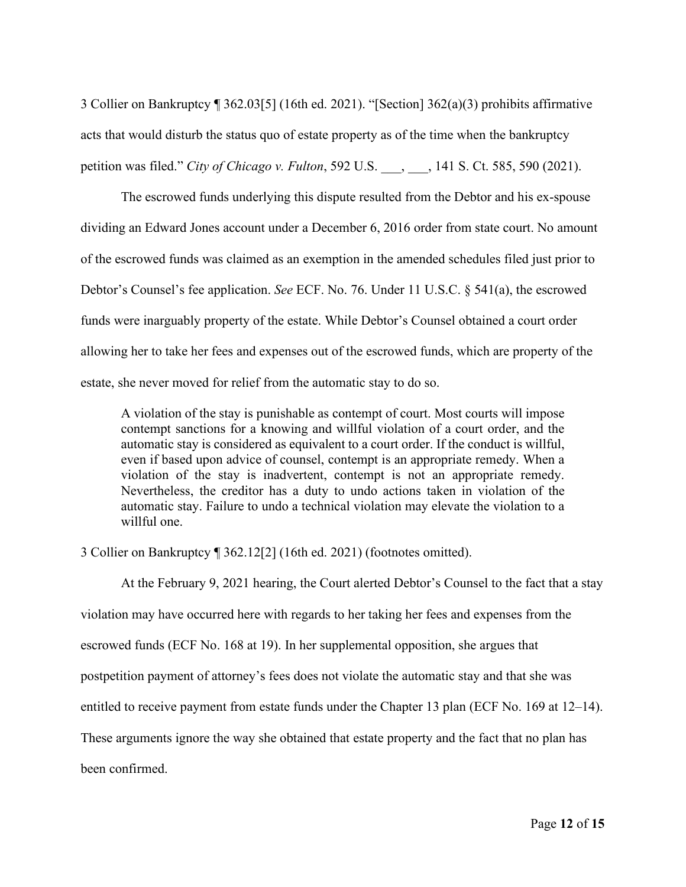3 Collier on Bankruptcy ¶ 362.03[5] (16th ed. 2021). "[Section] 362(a)(3) prohibits affirmative acts that would disturb the status quo of estate property as of the time when the bankruptcy petition was filed." *City of Chicago v. Fulton*, 592 U.S. ___, ___, 141 S. Ct. 585, 590 (2021).

The escrowed funds underlying this dispute resulted from the Debtor and his ex-spouse dividing an Edward Jones account under a December 6, 2016 order from state court. No amount of the escrowed funds was claimed as an exemption in the amended schedules filed just prior to Debtor's Counsel's fee application. *See* ECF. No. 76. Under 11 U.S.C. § 541(a), the escrowed funds were inarguably property of the estate. While Debtor's Counsel obtained a court order allowing her to take her fees and expenses out of the escrowed funds, which are property of the estate, she never moved for relief from the automatic stay to do so.

> A violation of the stay is punishable as contempt of court. Most courts will impose contempt sanctions for a knowing and willful violation of a court order, and the automatic stay is considered as equivalent to a court order. If the conduct is willful, even if based upon advice of counsel, contempt is an appropriate remedy. When a violation of the stay is inadvertent, contempt is not an appropriate remedy. Nevertheless, the creditor has a duty to undo actions taken in violation of the automatic stay. Failure to undo a technical violation may elevate the violation to a willful one.

3 Collier on Bankruptcy ¶ 362.12[2] (16th ed. 2021) (footnotes omitted).

At the February 9, 2021 hearing, the Court alerted Debtor's Counsel to the fact that a stay violation may have occurred here with regards to her taking her fees and expenses from the escrowed funds (ECF No. 168 at 19). In her supplemental opposition, she argues that postpetition payment of attorney's fees does not violate the automatic stay and that she was entitled to receive payment from estate funds under the Chapter 13 plan (ECF No. 169 at 12–14). These arguments ignore the way she obtained that estate property and the fact that no plan has been confirmed.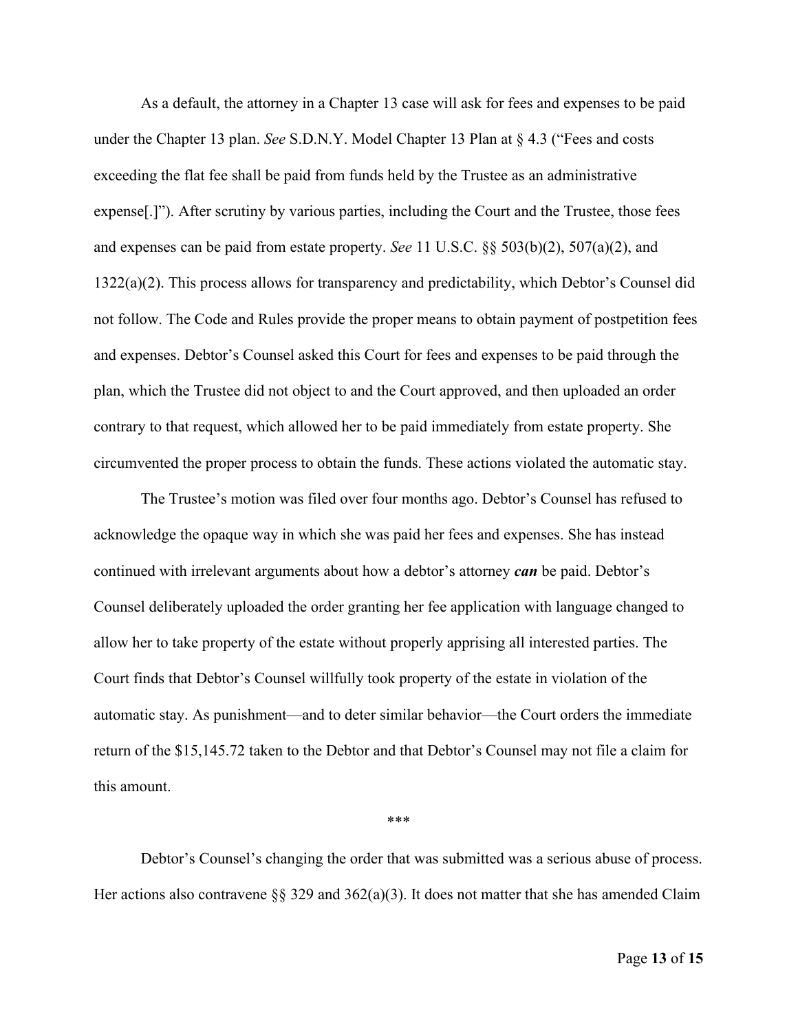As a default, the attorney in a Chapter 13 case will ask for fees and expenses to be paid under the Chapter 13 plan. *See* S.D.N.Y. Model Chapter 13 Plan at § 4.3 ("Fees and costs exceeding the flat fee shall be paid from funds held by the Trustee as an administrative expense[.]"). After scrutiny by various parties, including the Court and the Trustee, those fees and expenses can be paid from estate property. *See* 11 U.S.C. §§ 503(b)(2), 507(a)(2), and 1322(a)(2). This process allows for transparency and predictability, which Debtor's Counsel did not follow. The Code and Rules provide the proper means to obtain payment of postpetition fees and expenses. Debtor's Counsel asked this Court for fees and expenses to be paid through the plan, which the Trustee did not object to and the Court approved, and then uploaded an order contrary to that request, which allowed her to be paid immediately from estate property. She circumvented the proper process to obtain the funds. These actions violated the automatic stay.

The Trustee's motion was filed over four months ago. Debtor's Counsel has refused to acknowledge the opaque way in which she was paid her fees and expenses. She has instead continued with irrelevant arguments about how a debtor's attorney ***can*** be paid. Debtor's Counsel deliberately uploaded the order granting her fee application with language changed to allow her to take property of the estate without properly apprising all interested parties. The Court finds that Debtor's Counsel willfully took property of the estate in violation of the automatic stay. As punishment—and to deter similar behavior—the Court orders the immediate return of the $15,145.72 taken to the Debtor and that Debtor's Counsel may not file a claim for this amount.

\*\*\*

Debtor's Counsel's changing the order that was submitted was a serious abuse of process. Her actions also contravene §§ 329 and 362(a)(3). It does not matter that she has amended Claim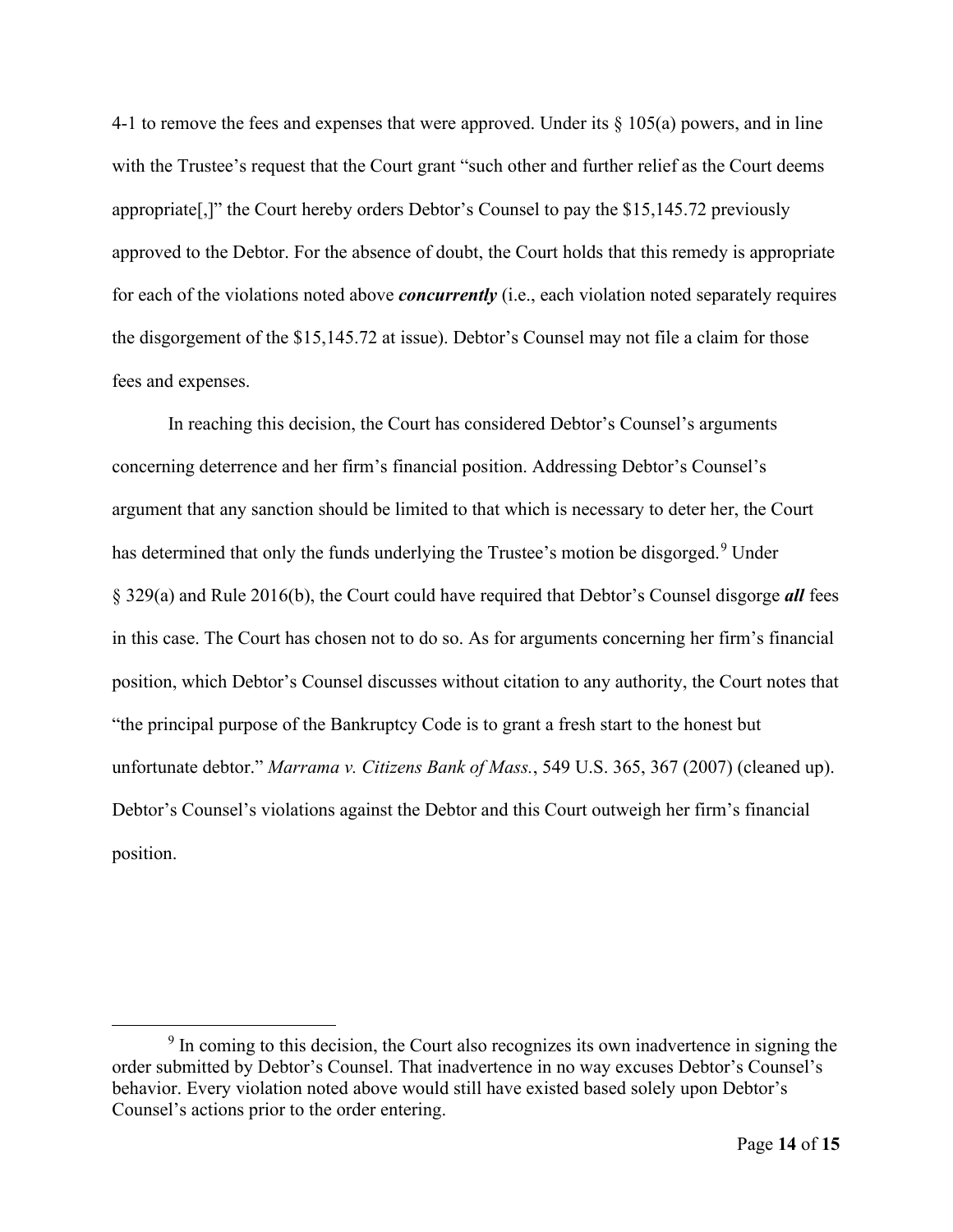4-1 to remove the fees and expenses that were approved. Under its § 105(a) powers, and in line with the Trustee's request that the Court grant "such other and further relief as the Court deems appropriate[,]" the Court hereby orders Debtor's Counsel to pay the $15,145.72 previously approved to the Debtor. For the absence of doubt, the Court holds that this remedy is appropriate for each of the violations noted above ***concurrently*** (i.e., each violation noted separately requires the disgorgement of the $15,145.72 at issue). Debtor's Counsel may not file a claim for those fees and expenses.

In reaching this decision, the Court has considered Debtor's Counsel's arguments concerning deterrence and her firm's financial position. Addressing Debtor's Counsel's argument that any sanction should be limited to that which is necessary to deter her, the Court has determined that only the funds underlying the Trustee's motion be disgorged.[9] Under § 329(a) and Rule 2016(b), the Court could have required that Debtor's Counsel disgorge ***all*** fees in this case. The Court has chosen not to do so. As for arguments concerning her firm's financial position, which Debtor's Counsel discusses without citation to any authority, the Court notes that "the principal purpose of the Bankruptcy Code is to grant a fresh start to the honest but unfortunate debtor." *Marrama v. Citizens Bank of Mass.*, 549 U.S. 365, 367 (2007) (cleaned up). Debtor's Counsel's violations against the Debtor and this Court outweigh her firm's financial position.

[9] In coming to this decision, the Court also recognizes its own inadvertence in signing the order submitted by Debtor's Counsel. That inadvertence in no way excuses Debtor's Counsel's behavior. Every violation noted above would still have existed based solely upon Debtor's Counsel's actions prior to the order entering.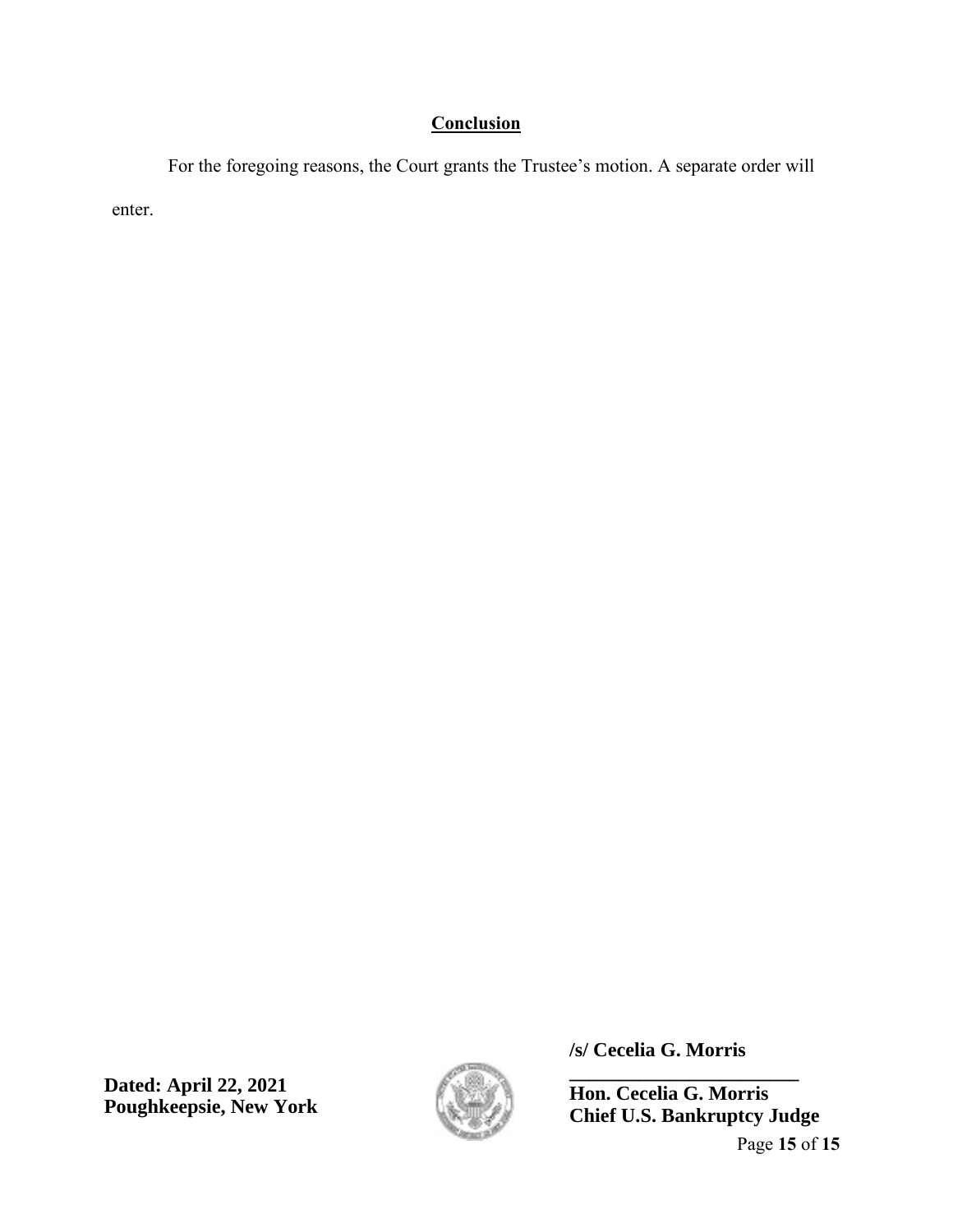## Conclusion

For the foregoing reasons, the Court grants the Trustee's motion. A separate order will enter.

**Dated: April 22, 2021**
**Poughkeepsie, New York**

**/s/ Cecelia G. Morris**
**_______________________**
**Hon. Cecelia G. Morris**
**Chief U.S. Bankruptcy Judge**